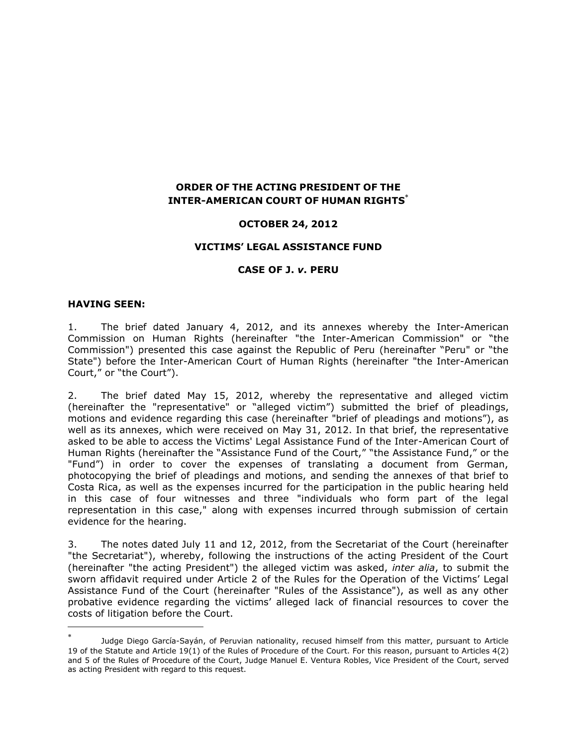**ORDER OF THE ACTING PRESIDENT OF THE INTER-AMERICAN COURT OF HUMAN RIGHTS**[*]

**OCTOBER 24, 2012**

**VICTIMS' LEGAL ASSISTANCE FUND**

**CASE OF J. *v*. PERU**

**HAVING SEEN:**

1. The brief dated January 4, 2012, and its annexes whereby the Inter-American Commission on Human Rights (hereinafter "the Inter-American Commission" or "the Commission") presented this case against the Republic of Peru (hereinafter "Peru" or "the State") before the Inter-American Court of Human Rights (hereinafter "the Inter-American Court," or "the Court").

2. The brief dated May 15, 2012, whereby the representative and alleged victim (hereinafter the "representative" or "alleged victim") submitted the brief of pleadings, motions and evidence regarding this case (hereinafter "brief of pleadings and motions"), as well as its annexes, which were received on May 31, 2012. In that brief, the representative asked to be able to access the Victims' Legal Assistance Fund of the Inter-American Court of Human Rights (hereinafter the "Assistance Fund of the Court," "the Assistance Fund," or the "Fund") in order to cover the expenses of translating a document from German, photocopying the brief of pleadings and motions, and sending the annexes of that brief to Costa Rica, as well as the expenses incurred for the participation in the public hearing held in this case of four witnesses and three "individuals who form part of the legal representation in this case," along with expenses incurred through submission of certain evidence for the hearing.

3. The notes dated July 11 and 12, 2012, from the Secretariat of the Court (hereinafter "the Secretariat"), whereby, following the instructions of the acting President of the Court (hereinafter "the acting President") the alleged victim was asked, *inter alia*, to submit the sworn affidavit required under Article 2 of the Rules for the Operation of the Victims' Legal Assistance Fund of the Court (hereinafter "Rules of the Assistance"), as well as any other probative evidence regarding the victims' alleged lack of financial resources to cover the costs of litigation before the Court.

---

[*] Judge Diego García-Sayán, of Peruvian nationality, recused himself from this matter, pursuant to Article 19 of the Statute and Article 19(1) of the Rules of Procedure of the Court. For this reason, pursuant to Articles 4(2) and 5 of the Rules of Procedure of the Court, Judge Manuel E. Ventura Robles, Vice President of the Court, served as acting President with regard to this request.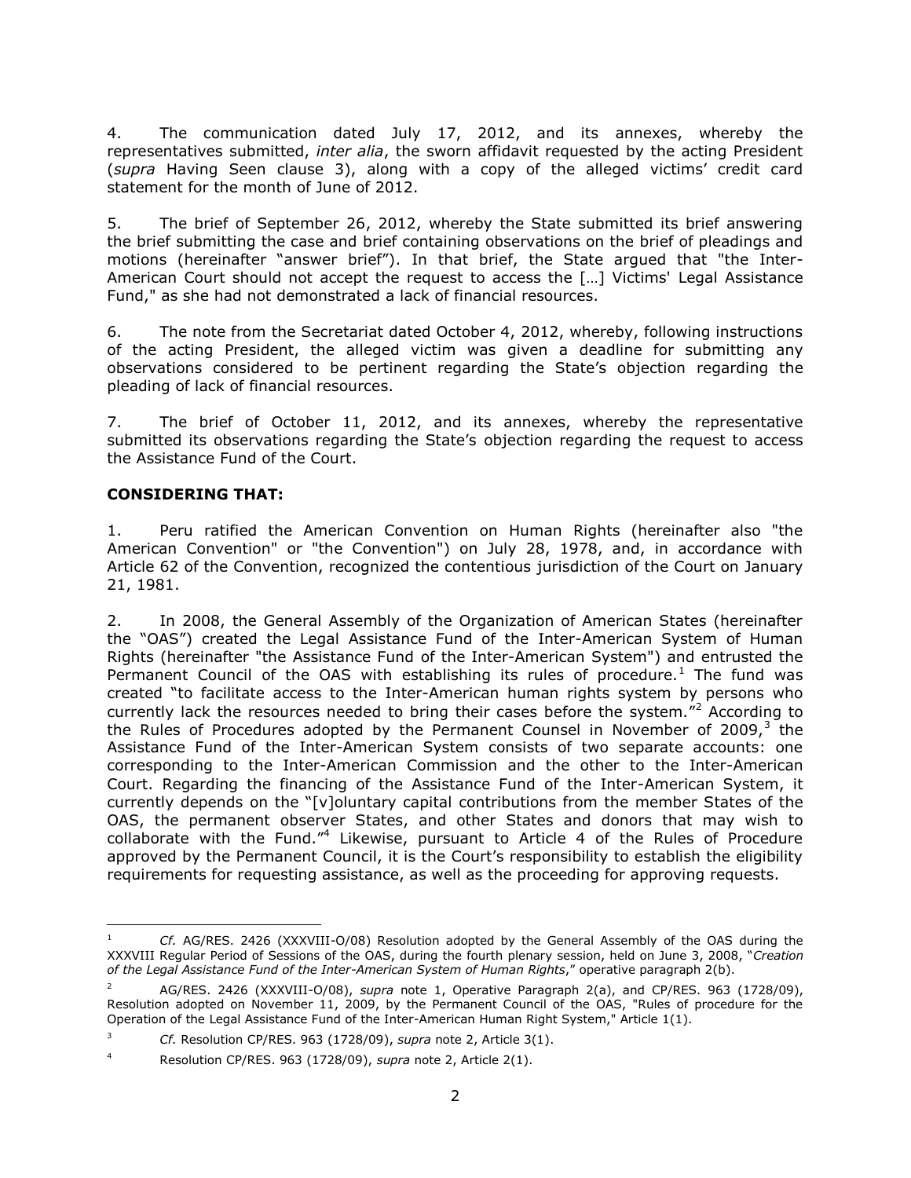4. The communication dated July 17, 2012, and its annexes, whereby the representatives submitted, *inter alia*, the sworn affidavit requested by the acting President (*supra* Having Seen clause 3), along with a copy of the alleged victims' credit card statement for the month of June of 2012.

5. The brief of September 26, 2012, whereby the State submitted its brief answering the brief submitting the case and brief containing observations on the brief of pleadings and motions (hereinafter "answer brief"). In that brief, the State argued that "the Inter-American Court should not accept the request to access the […] Victims' Legal Assistance Fund," as she had not demonstrated a lack of financial resources.

6. The note from the Secretariat dated October 4, 2012, whereby, following instructions of the acting President, the alleged victim was given a deadline for submitting any observations considered to be pertinent regarding the State's objection regarding the pleading of lack of financial resources.

7. The brief of October 11, 2012, and its annexes, whereby the representative submitted its observations regarding the State's objection regarding the request to access the Assistance Fund of the Court.

**CONSIDERING THAT:**

1. Peru ratified the American Convention on Human Rights (hereinafter also "the American Convention" or "the Convention") on July 28, 1978, and, in accordance with Article 62 of the Convention, recognized the contentious jurisdiction of the Court on January 21, 1981.

2. In 2008, the General Assembly of the Organization of American States (hereinafter the "OAS") created the Legal Assistance Fund of the Inter-American System of Human Rights (hereinafter "the Assistance Fund of the Inter-American System") and entrusted the Permanent Council of the OAS with establishing its rules of procedure.[1] The fund was created "to facilitate access to the Inter-American human rights system by persons who currently lack the resources needed to bring their cases before the system."[2] According to the Rules of Procedures adopted by the Permanent Counsel in November of 2009,[3] the Assistance Fund of the Inter-American System consists of two separate accounts: one corresponding to the Inter-American Commission and the other to the Inter-American Court. Regarding the financing of the Assistance Fund of the Inter-American System, it currently depends on the "[v]oluntary capital contributions from the member States of the OAS, the permanent observer States, and other States and donors that may wish to collaborate with the Fund."[4] Likewise, pursuant to Article 4 of the Rules of Procedure approved by the Permanent Council, it is the Court's responsibility to establish the eligibility requirements for requesting assistance, as well as the proceeding for approving requests.

---

[1] *Cf.* AG/RES. 2426 (XXXVIII-O/08) Resolution adopted by the General Assembly of the OAS during the XXXVIII Regular Period of Sessions of the OAS, during the fourth plenary session, held on June 3, 2008, "*Creation of the Legal Assistance Fund of the Inter-American System of Human Rights*," operative paragraph 2(b).

[2] AG/RES. 2426 (XXXVIII-O/08), *supra* note 1, Operative Paragraph 2(a), and CP/RES. 963 (1728/09), Resolution adopted on November 11, 2009, by the Permanent Council of the OAS, "Rules of procedure for the Operation of the Legal Assistance Fund of the Inter-American Human Right System," Article 1(1).

[3] *Cf.* Resolution CP/RES. 963 (1728/09), *supra* note 2, Article 3(1).

[4] Resolution CP/RES. 963 (1728/09), *supra* note 2, Article 2(1).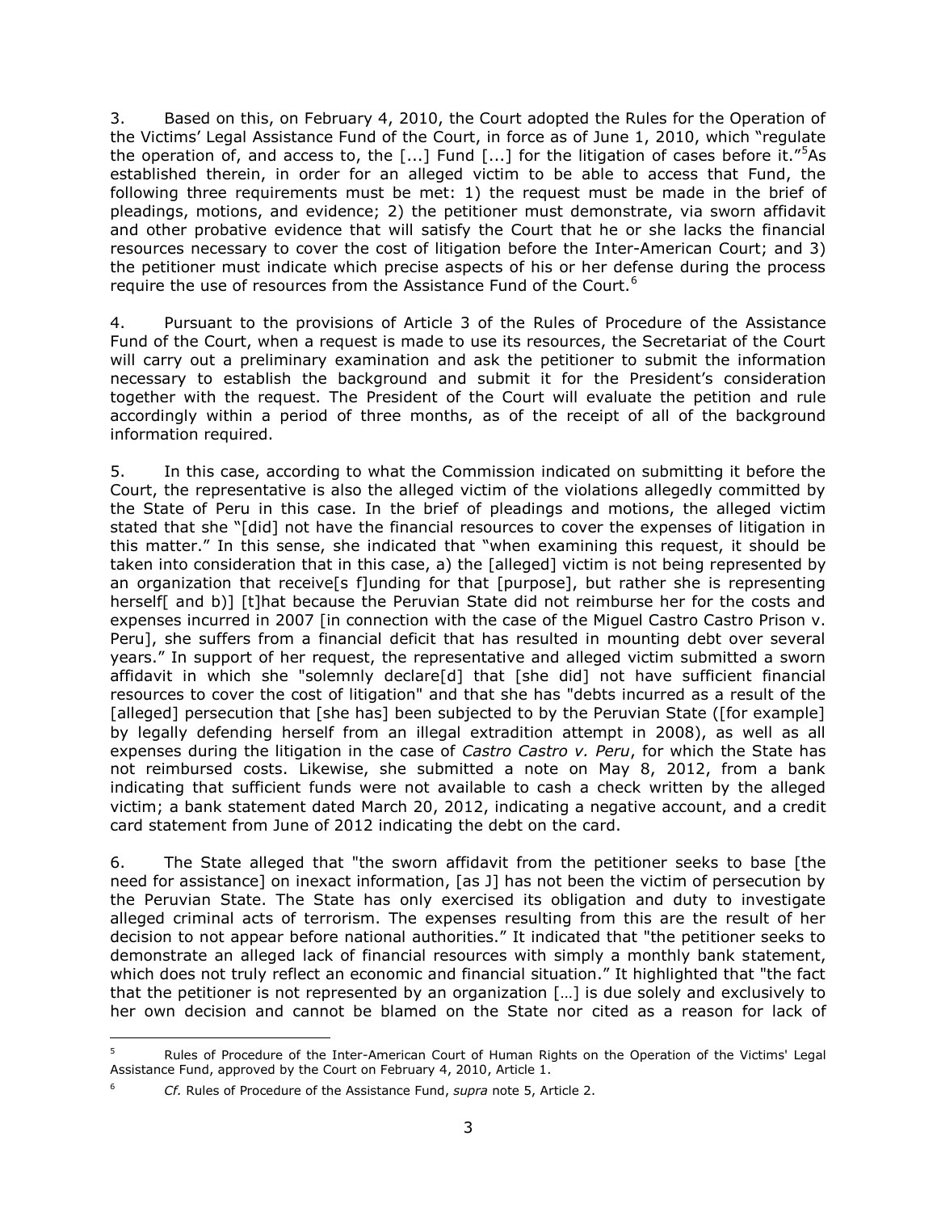3. Based on this, on February 4, 2010, the Court adopted the Rules for the Operation of the Victims' Legal Assistance Fund of the Court, in force as of June 1, 2010, which "regulate the operation of, and access to, the [...] Fund [...] for the litigation of cases before it."[5] As established therein, in order for an alleged victim to be able to access that Fund, the following three requirements must be met: 1) the request must be made in the brief of pleadings, motions, and evidence; 2) the petitioner must demonstrate, via sworn affidavit and other probative evidence that will satisfy the Court that he or she lacks the financial resources necessary to cover the cost of litigation before the Inter-American Court; and 3) the petitioner must indicate which precise aspects of his or her defense during the process require the use of resources from the Assistance Fund of the Court.[6]

4. Pursuant to the provisions of Article 3 of the Rules of Procedure of the Assistance Fund of the Court, when a request is made to use its resources, the Secretariat of the Court will carry out a preliminary examination and ask the petitioner to submit the information necessary to establish the background and submit it for the President's consideration together with the request. The President of the Court will evaluate the petition and rule accordingly within a period of three months, as of the receipt of all of the background information required.

5. In this case, according to what the Commission indicated on submitting it before the Court, the representative is also the alleged victim of the violations allegedly committed by the State of Peru in this case. In the brief of pleadings and motions, the alleged victim stated that she "[did] not have the financial resources to cover the expenses of litigation in this matter." In this sense, she indicated that "when examining this request, it should be taken into consideration that in this case, a) the [alleged] victim is not being represented by an organization that receive[s f]unding for that [purpose], but rather she is representing herself[ and b)] [t]hat because the Peruvian State did not reimburse her for the costs and expenses incurred in 2007 [in connection with the case of the Miguel Castro Castro Prison v. Peru], she suffers from a financial deficit that has resulted in mounting debt over several years." In support of her request, the representative and alleged victim submitted a sworn affidavit in which she "solemnly declare[d] that [she did] not have sufficient financial resources to cover the cost of litigation" and that she has "debts incurred as a result of the [alleged] persecution that [she has] been subjected to by the Peruvian State ([for example] by legally defending herself from an illegal extradition attempt in 2008), as well as all expenses during the litigation in the case of *Castro Castro v. Peru*, for which the State has not reimbursed costs. Likewise, she submitted a note on May 8, 2012, from a bank indicating that sufficient funds were not available to cash a check written by the alleged victim; a bank statement dated March 20, 2012, indicating a negative account, and a credit card statement from June of 2012 indicating the debt on the card.

6. The State alleged that "the sworn affidavit from the petitioner seeks to base [the need for assistance] on inexact information, [as J] has not been the victim of persecution by the Peruvian State. The State has only exercised its obligation and duty to investigate alleged criminal acts of terrorism. The expenses resulting from this are the result of her decision to not appear before national authorities." It indicated that "the petitioner seeks to demonstrate an alleged lack of financial resources with simply a monthly bank statement, which does not truly reflect an economic and financial situation." It highlighted that "the fact that the petitioner is not represented by an organization […] is due solely and exclusively to her own decision and cannot be blamed on the State nor cited as a reason for lack of

---

[5] Rules of Procedure of the Inter-American Court of Human Rights on the Operation of the Victims' Legal Assistance Fund, approved by the Court on February 4, 2010, Article 1.

[6] *Cf.* Rules of Procedure of the Assistance Fund, *supra* note 5, Article 2.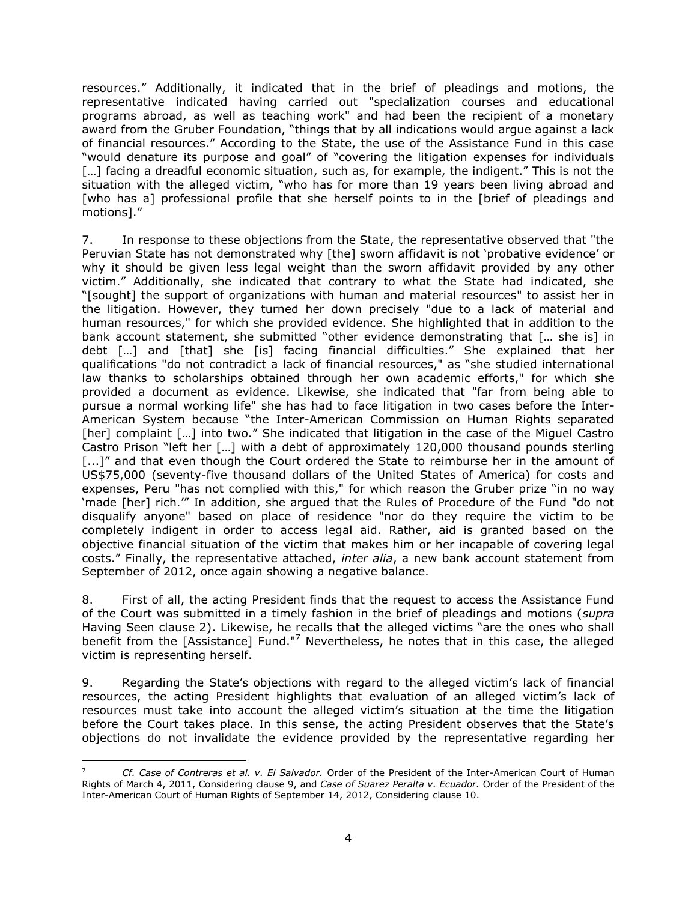resources." Additionally, it indicated that in the brief of pleadings and motions, the representative indicated having carried out "specialization courses and educational programs abroad, as well as teaching work" and had been the recipient of a monetary award from the Gruber Foundation, "things that by all indications would argue against a lack of financial resources." According to the State, the use of the Assistance Fund in this case "would denature its purpose and goal" of "covering the litigation expenses for individuals […] facing a dreadful economic situation, such as, for example, the indigent." This is not the situation with the alleged victim, "who has for more than 19 years been living abroad and [who has a] professional profile that she herself points to in the [brief of pleadings and motions]."

7. In response to these objections from the State, the representative observed that "the Peruvian State has not demonstrated why [the] sworn affidavit is not 'probative evidence' or why it should be given less legal weight than the sworn affidavit provided by any other victim." Additionally, she indicated that contrary to what the State had indicated, she "[sought] the support of organizations with human and material resources" to assist her in the litigation. However, they turned her down precisely "due to a lack of material and human resources," for which she provided evidence. She highlighted that in addition to the bank account statement, she submitted "other evidence demonstrating that [… she is] in debt […] and [that] she [is] facing financial difficulties." She explained that her qualifications "do not contradict a lack of financial resources," as "she studied international law thanks to scholarships obtained through her own academic efforts," for which she provided a document as evidence. Likewise, she indicated that "far from being able to pursue a normal working life" she has had to face litigation in two cases before the Inter-American System because "the Inter-American Commission on Human Rights separated [her] complaint […] into two." She indicated that litigation in the case of the Miguel Castro Castro Prison "left her […] with a debt of approximately 120,000 thousand pounds sterling [...]" and that even though the Court ordered the State to reimburse her in the amount of US$75,000 (seventy-five thousand dollars of the United States of America) for costs and expenses, Peru "has not complied with this," for which reason the Gruber prize "in no way 'made [her] rich.'" In addition, she argued that the Rules of Procedure of the Fund "do not disqualify anyone" based on place of residence "nor do they require the victim to be completely indigent in order to access legal aid. Rather, aid is granted based on the objective financial situation of the victim that makes him or her incapable of covering legal costs." Finally, the representative attached, *inter alia*, a new bank account statement from September of 2012, once again showing a negative balance.

8. First of all, the acting President finds that the request to access the Assistance Fund of the Court was submitted in a timely fashion in the brief of pleadings and motions (*supra* Having Seen clause 2). Likewise, he recalls that the alleged victims "are the ones who shall benefit from the [Assistance] Fund."[7] Nevertheless, he notes that in this case, the alleged victim is representing herself.

9. Regarding the State's objections with regard to the alleged victim's lack of financial resources, the acting President highlights that evaluation of an alleged victim's lack of resources must take into account the alleged victim's situation at the time the litigation before the Court takes place. In this sense, the acting President observes that the State's objections do not invalidate the evidence provided by the representative regarding her

---

[7] *Cf. Case of Contreras et al. v. El Salvador.* Order of the President of the Inter-American Court of Human Rights of March 4, 2011, Considering clause 9, and *Case of Suarez Peralta v. Ecuador.* Order of the President of the Inter-American Court of Human Rights of September 14, 2012, Considering clause 10.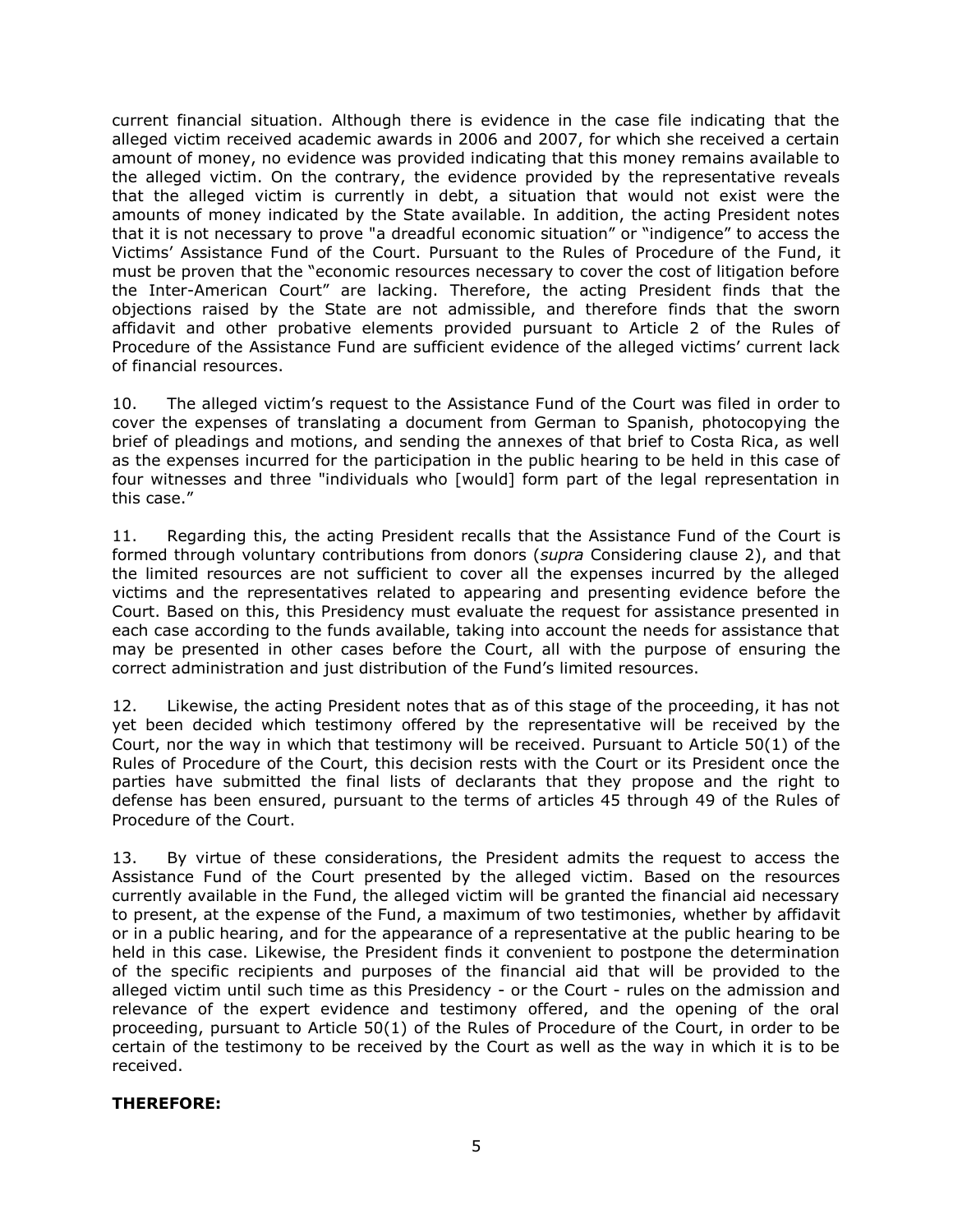current financial situation. Although there is evidence in the case file indicating that the alleged victim received academic awards in 2006 and 2007, for which she received a certain amount of money, no evidence was provided indicating that this money remains available to the alleged victim. On the contrary, the evidence provided by the representative reveals that the alleged victim is currently in debt, a situation that would not exist were the amounts of money indicated by the State available. In addition, the acting President notes that it is not necessary to prove "a dreadful economic situation" or "indigence" to access the Victims' Assistance Fund of the Court. Pursuant to the Rules of Procedure of the Fund, it must be proven that the "economic resources necessary to cover the cost of litigation before the Inter-American Court" are lacking. Therefore, the acting President finds that the objections raised by the State are not admissible, and therefore finds that the sworn affidavit and other probative elements provided pursuant to Article 2 of the Rules of Procedure of the Assistance Fund are sufficient evidence of the alleged victims' current lack of financial resources.

10. The alleged victim's request to the Assistance Fund of the Court was filed in order to cover the expenses of translating a document from German to Spanish, photocopying the brief of pleadings and motions, and sending the annexes of that brief to Costa Rica, as well as the expenses incurred for the participation in the public hearing to be held in this case of four witnesses and three "individuals who [would] form part of the legal representation in this case."

11. Regarding this, the acting President recalls that the Assistance Fund of the Court is formed through voluntary contributions from donors (*supra* Considering clause 2), and that the limited resources are not sufficient to cover all the expenses incurred by the alleged victims and the representatives related to appearing and presenting evidence before the Court. Based on this, this Presidency must evaluate the request for assistance presented in each case according to the funds available, taking into account the needs for assistance that may be presented in other cases before the Court, all with the purpose of ensuring the correct administration and just distribution of the Fund's limited resources.

12. Likewise, the acting President notes that as of this stage of the proceeding, it has not yet been decided which testimony offered by the representative will be received by the Court, nor the way in which that testimony will be received. Pursuant to Article 50(1) of the Rules of Procedure of the Court, this decision rests with the Court or its President once the parties have submitted the final lists of declarants that they propose and the right to defense has been ensured, pursuant to the terms of articles 45 through 49 of the Rules of Procedure of the Court.

13. By virtue of these considerations, the President admits the request to access the Assistance Fund of the Court presented by the alleged victim. Based on the resources currently available in the Fund, the alleged victim will be granted the financial aid necessary to present, at the expense of the Fund, a maximum of two testimonies, whether by affidavit or in a public hearing, and for the appearance of a representative at the public hearing to be held in this case. Likewise, the President finds it convenient to postpone the determination of the specific recipients and purposes of the financial aid that will be provided to the alleged victim until such time as this Presidency - or the Court - rules on the admission and relevance of the expert evidence and testimony offered, and the opening of the oral proceeding, pursuant to Article 50(1) of the Rules of Procedure of the Court, in order to be certain of the testimony to be received by the Court as well as the way in which it is to be received.

**THEREFORE:**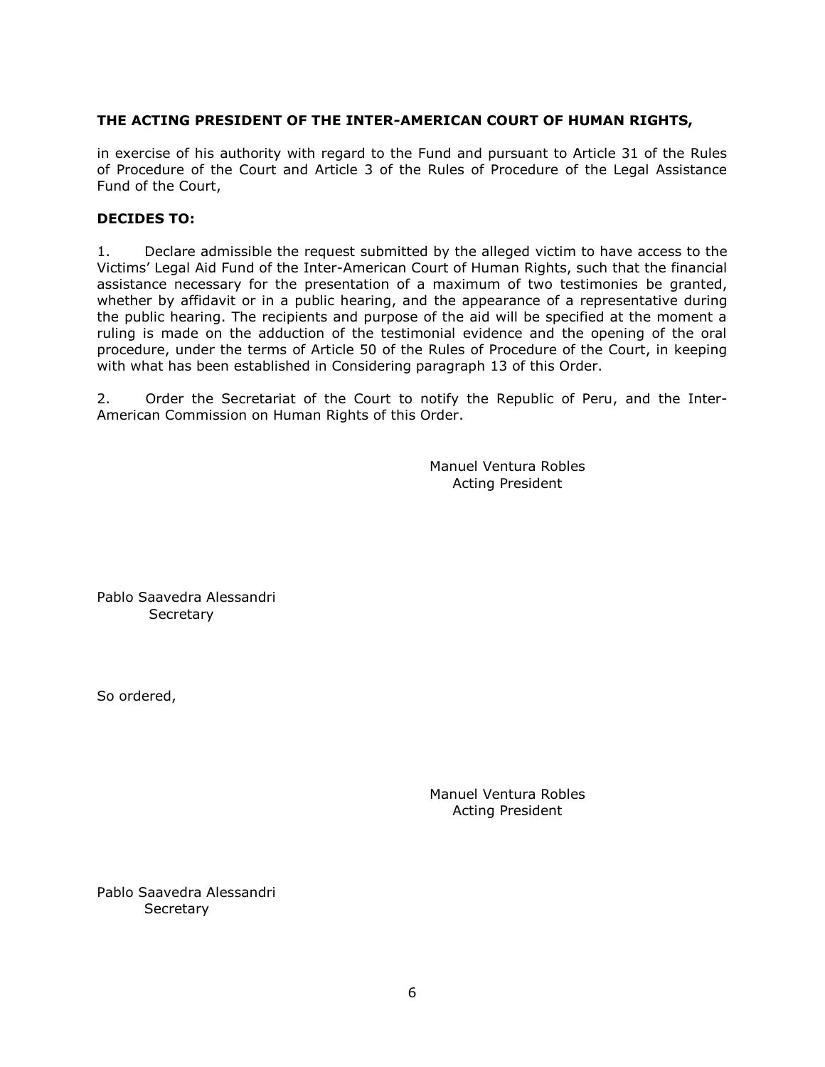**THE ACTING PRESIDENT OF THE INTER-AMERICAN COURT OF HUMAN RIGHTS,**

in exercise of his authority with regard to the Fund and pursuant to Article 31 of the Rules of Procedure of the Court and Article 3 of the Rules of Procedure of the Legal Assistance Fund of the Court,

**DECIDES TO:**

1. Declare admissible the request submitted by the alleged victim to have access to the Victims' Legal Aid Fund of the Inter-American Court of Human Rights, such that the financial assistance necessary for the presentation of a maximum of two testimonies be granted, whether by affidavit or in a public hearing, and the appearance of a representative during the public hearing. The recipients and purpose of the aid will be specified at the moment a ruling is made on the adduction of the testimonial evidence and the opening of the oral procedure, under the terms of Article 50 of the Rules of Procedure of the Court, in keeping with what has been established in Considering paragraph 13 of this Order.

2. Order the Secretariat of the Court to notify the Republic of Peru, and the Inter-American Commission on Human Rights of this Order.

Manuel Ventura Robles
Acting President

Pablo Saavedra Alessandri
Secretary

So ordered,

Manuel Ventura Robles
Acting President

Pablo Saavedra Alessandri
Secretary